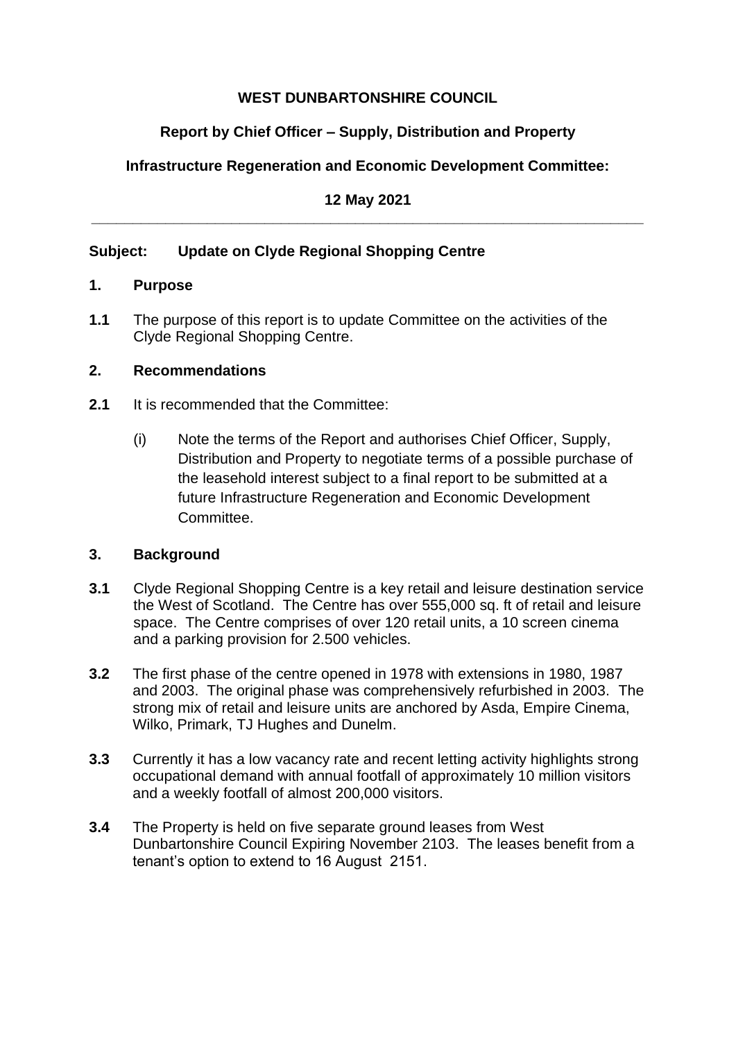**WEST DUNBARTONSHIRE COUNCIL**

**Report by Chief Officer – Supply, Distribution and Property**

**Infrastructure Regeneration and Economic Development Committee:**

**12 May 2021**

---

**Subject: Update on Clyde Regional Shopping Centre**

## 1. Purpose

**1.1** The purpose of this report is to update Committee on the activities of the Clyde Regional Shopping Centre.

## 2. Recommendations

**2.1** It is recommended that the Committee:

(i) Note the terms of the Report and authorises Chief Officer, Supply, Distribution and Property to negotiate terms of a possible purchase of the leasehold interest subject to a final report to be submitted at a future Infrastructure Regeneration and Economic Development Committee.

## 3. Background

**3.1** Clyde Regional Shopping Centre is a key retail and leisure destination service the West of Scotland. The Centre has over 555,000 sq. ft of retail and leisure space. The Centre comprises of over 120 retail units, a 10 screen cinema and a parking provision for 2.500 vehicles.

**3.2** The first phase of the centre opened in 1978 with extensions in 1980, 1987 and 2003. The original phase was comprehensively refurbished in 2003. The strong mix of retail and leisure units are anchored by Asda, Empire Cinema, Wilko, Primark, TJ Hughes and Dunelm.

**3.3** Currently it has a low vacancy rate and recent letting activity highlights strong occupational demand with annual footfall of approximately 10 million visitors and a weekly footfall of almost 200,000 visitors.

**3.4** The Property is held on five separate ground leases from West Dunbartonshire Council Expiring November 2103. The leases benefit from a tenant's option to extend to 16 August 2151.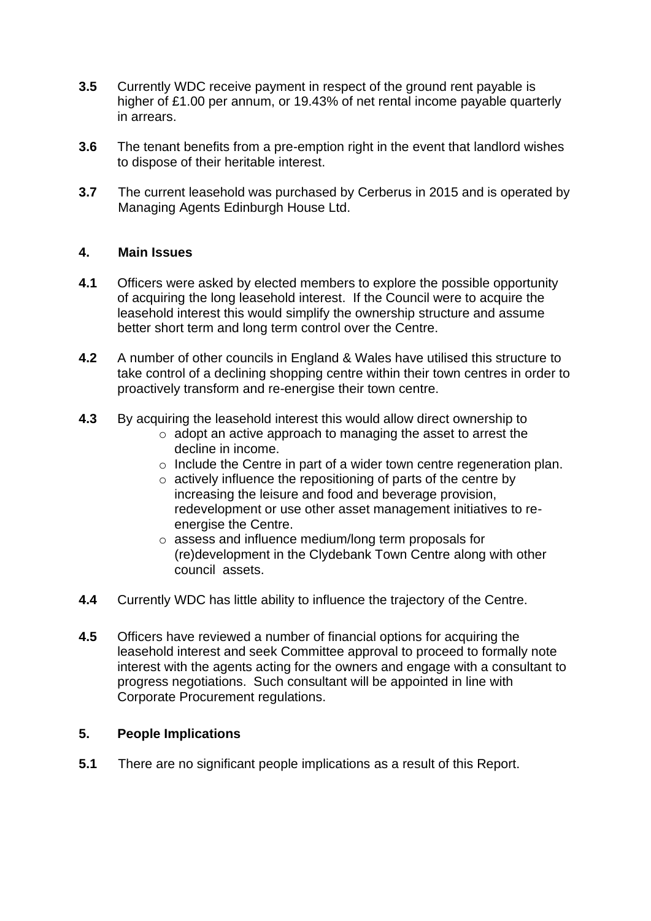**3.5** Currently WDC receive payment in respect of the ground rent payable is higher of £1.00 per annum, or 19.43% of net rental income payable quarterly in arrears.

**3.6** The tenant benefits from a pre-emption right in the event that landlord wishes to dispose of their heritable interest.

**3.7** The current leasehold was purchased by Cerberus in 2015 and is operated by Managing Agents Edinburgh House Ltd.

## 4. Main Issues

**4.1** Officers were asked by elected members to explore the possible opportunity of acquiring the long leasehold interest. If the Council were to acquire the leasehold interest this would simplify the ownership structure and assume better short term and long term control over the Centre.

**4.2** A number of other councils in England & Wales have utilised this structure to take control of a declining shopping centre within their town centres in order to proactively transform and re-energise their town centre.

**4.3** By acquiring the leasehold interest this would allow direct ownership to

- adopt an active approach to managing the asset to arrest the decline in income.
- Include the Centre in part of a wider town centre regeneration plan.
- actively influence the repositioning of parts of the centre by increasing the leisure and food and beverage provision, redevelopment or use other asset management initiatives to re-energise the Centre.
- assess and influence medium/long term proposals for (re)development in the Clydebank Town Centre along with other council assets.

**4.4** Currently WDC has little ability to influence the trajectory of the Centre.

**4.5** Officers have reviewed a number of financial options for acquiring the leasehold interest and seek Committee approval to proceed to formally note interest with the agents acting for the owners and engage with a consultant to progress negotiations. Such consultant will be appointed in line with Corporate Procurement regulations.

## 5. People Implications

**5.1** There are no significant people implications as a result of this Report.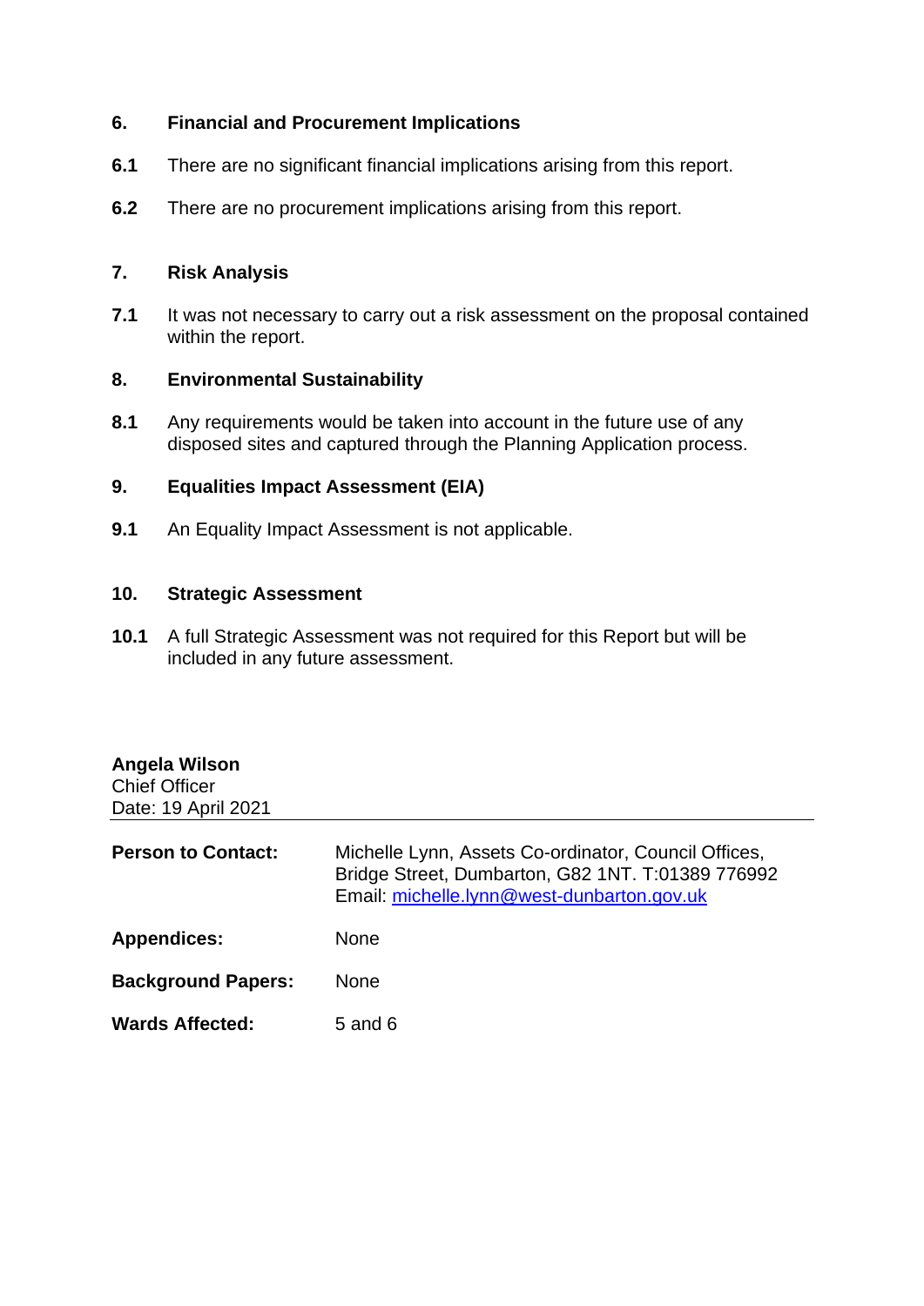## 6. Financial and Procurement Implications

**6.1** There are no significant financial implications arising from this report.

**6.2** There are no procurement implications arising from this report.

## 7. Risk Analysis

**7.1** It was not necessary to carry out a risk assessment on the proposal contained within the report.

## 8. Environmental Sustainability

**8.1** Any requirements would be taken into account in the future use of any disposed sites and captured through the Planning Application process.

## 9. Equalities Impact Assessment (EIA)

**9.1** An Equality Impact Assessment is not applicable.

## 10. Strategic Assessment

**10.1** A full Strategic Assessment was not required for this Report but will be included in any future assessment.

**Angela Wilson**
Chief Officer
Date: 19 April 2021

| | |
|---|---|
| **Person to Contact:** | Michelle Lynn, Assets Co-ordinator, Council Offices, Bridge Street, Dumbarton, G82 1NT. T:01389 776992 Email: michelle.lynn@west-dunbarton.gov.uk |
| **Appendices:** | None |
| **Background Papers:** | None |
| **Wards Affected:** | 5 and 6 |